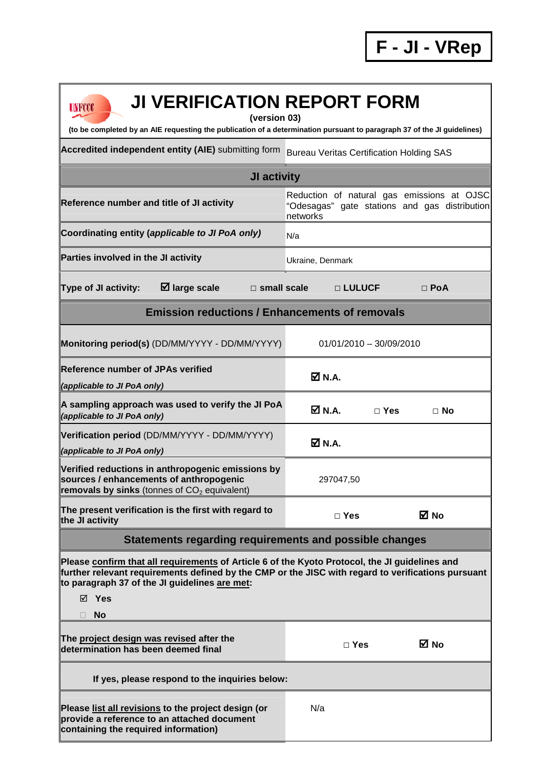**F - JI - VRep**

# JI VERIFICATION REPORT FORM

**(version 03)**

**(to be completed by an AIE requesting the publication of a determination pursuant to paragraph 37 of the JI guidelines)**

| | |
|---|---|
| **Accredited independent entity (AIE)** submitting form | Bureau Veritas Certification Holding SAS |
| **JI activity** | |
| **Reference number and title of JI activity** | Reduction of natural gas emissions at OJSC "Odesagas" gate stations and gas distribution networks |
| **Coordinating entity (*applicable to JI PoA only*)** | N/a |
| **Parties involved in the JI activity** | Ukraine, Denmark |
| **Type of JI activity:** ☑ **large scale** □ **small scale** □ **LULUCF** □ **PoA** | |
| **Emission reductions / Enhancements of removals** | |
| **Monitoring period(s)** (DD/MM/YYYY - DD/MM/YYYY) | 01/01/2010 – 30/09/2010 |
| **Reference number of JPAs verified** ***(applicable to JI PoA only)*** | ☑ **N.A.** |
| **A sampling approach was used to verify the JI PoA** ***(applicable to JI PoA only)*** | ☑ **N.A.** □ **Yes** □ **No** |
| **Verification period** (DD/MM/YYYY - DD/MM/YYYY) ***(applicable to JI PoA only)*** | ☑ **N.A.** |
| **Verified reductions in anthropogenic emissions by sources / enhancements of anthropogenic removals by sinks** (tonnes of $CO_2$ equivalent) | 297047,50 |
| **The present verification is the first with regard to the JI activity** | □ **Yes** ☑ **No** |
| **Statements regarding requirements and possible changes** | |

**Please confirm that all requirements of Article 6 of the Kyoto Protocol, the JI guidelines and further relevant requirements defined by the CMP or the JISC with regard to verifications pursuant to paragraph 37 of the JI guidelines are met:**

☑ **Yes**

□ **No**

| | |
|---|---|
| **The project design was revised after the determination has been deemed final** | □ **Yes** ☑ **No** |
| **If yes, please respond to the inquiries below:** | |
| **Please list all revisions to the project design (or provide a reference to an attached document containing the required information)** | N/a |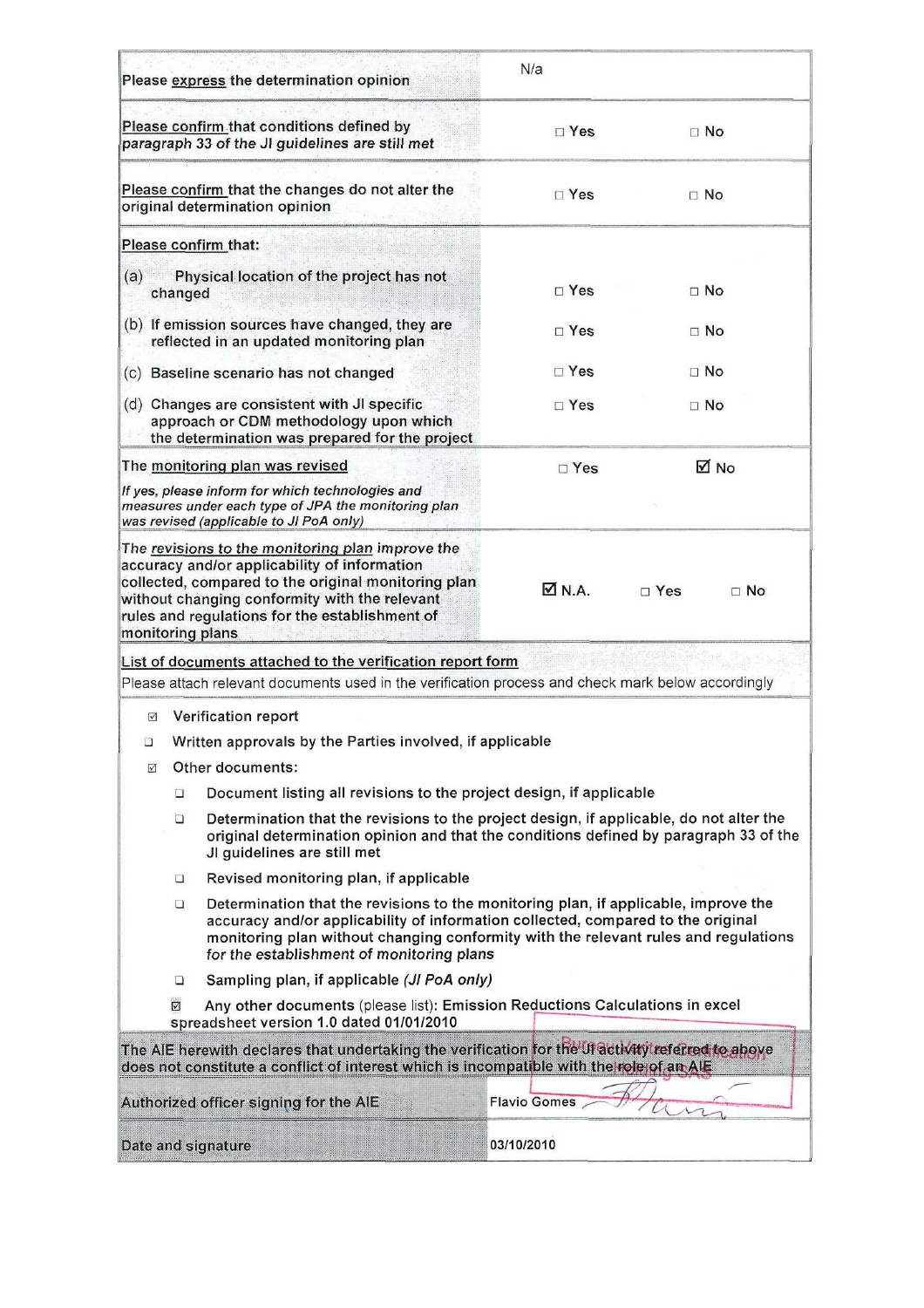| | | |
|---|---|---|
| Please express the determination opinion | N/a | |
| Please confirm that conditions defined by *paragraph 33 of the JI guidelines are still met* | □ Yes | □ No |
| Please confirm that the changes do not alter the original determination opinion | □ Yes | □ No |
| Please confirm that: | | |
| (a) Physical location of the project has not changed | □ Yes | □ No |
| (b) If emission sources have changed, they are reflected in an updated monitoring plan | □ Yes | □ No |
| (c) Baseline scenario has not changed | □ Yes | □ No |
| (d) Changes are consistent with JI specific approach or CDM methodology upon which the determination was prepared for the project | □ Yes | □ No |
| The monitoring plan was revised<br>*If yes, please inform for which technologies and measures under each type of JPA the monitoring plan was revised (applicable to JI PoA only)* | □ Yes | ☑ No |
| The revisions to the monitoring plan improve the accuracy and/or applicability of information collected, compared to the original monitoring plan without changing conformity with the relevant rules and regulations for the establishment of monitoring plans | ☑ N.A. □ Yes | □ No |

**List of documents attached to the verification report form**

Please attach relevant documents used in the verification process and check mark below accordingly

- ☑ Verification report
- ❑ Written approvals by the Parties involved, if applicable
- ☑ Other documents:
  - ❑ Document listing all revisions to the project design, if applicable
  - ❑ Determination that the revisions to the project design, if applicable, do not alter the original determination opinion and that the conditions defined by paragraph 33 of the JI guidelines are still met
  - ❑ Revised monitoring plan, if applicable
  - ❑ Determination that the revisions to the monitoring plan, if applicable, improve the accuracy and/or applicability of information collected, compared to the original monitoring plan without changing conformity with the relevant rules and regulations *for the establishment of monitoring plans*
  - ❑ Sampling plan, if applicable *(JI PoA only)*
  - ☑ Any other documents (please list): Emission Reductions Calculations in excel spreadsheet version 1.0 dated 01/01/2010

| | |
|---|---|
| The AIE herewith declares that undertaking the verification for the JI activity referred to above does not constitute a conflict of interest which is incompatible with the role of an AIE | |
| Authorized officer signing for the AIE | Flavio Gomes |
| Date and signature | 03/10/2010 |